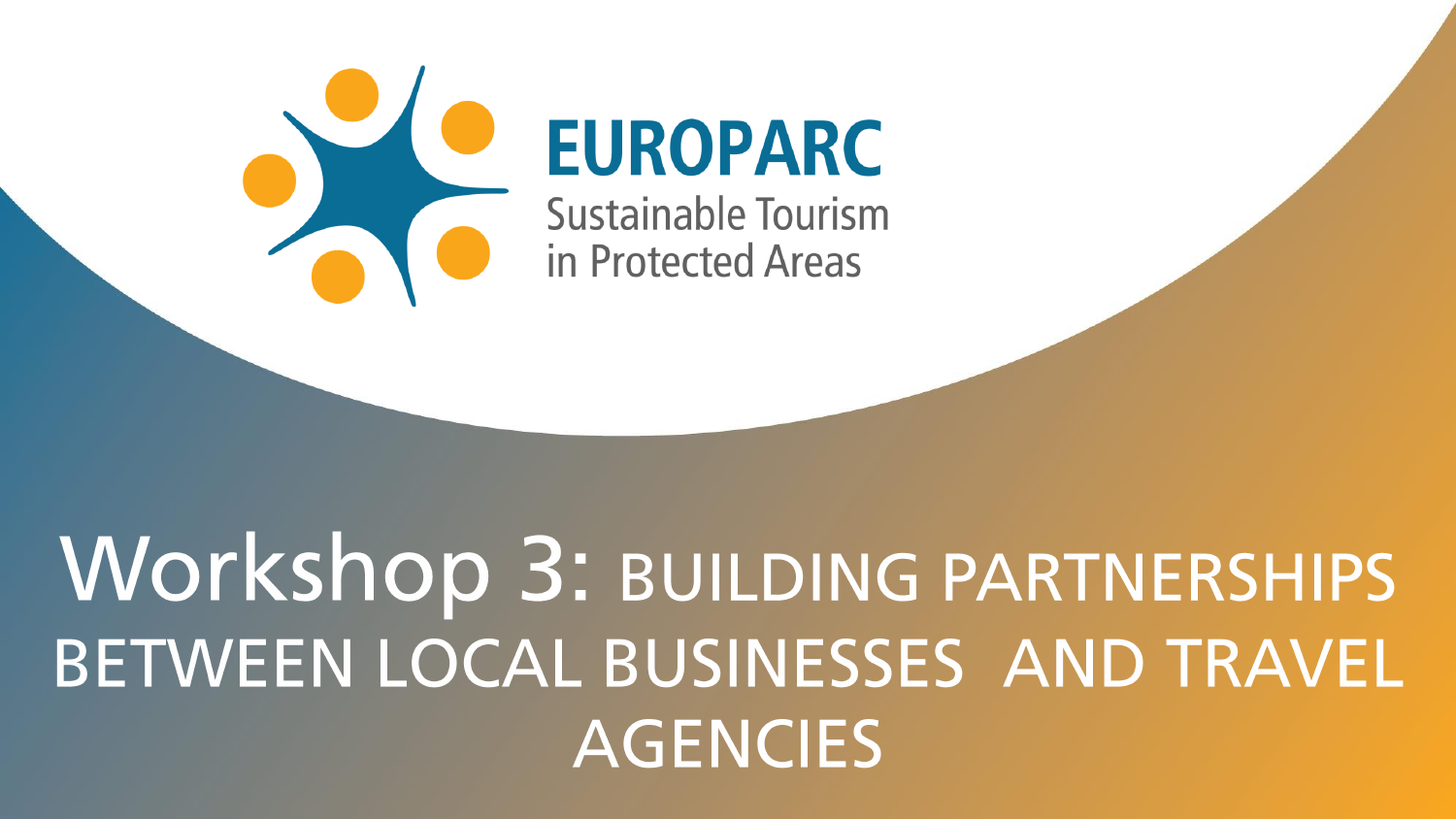EUROPARC

Sustainable Tourism in Protected Areas

# Workshop 3: BUILDING PARTNERSHIPS BETWEEN LOCAL BUSINESSES AND TRAVEL AGENCIES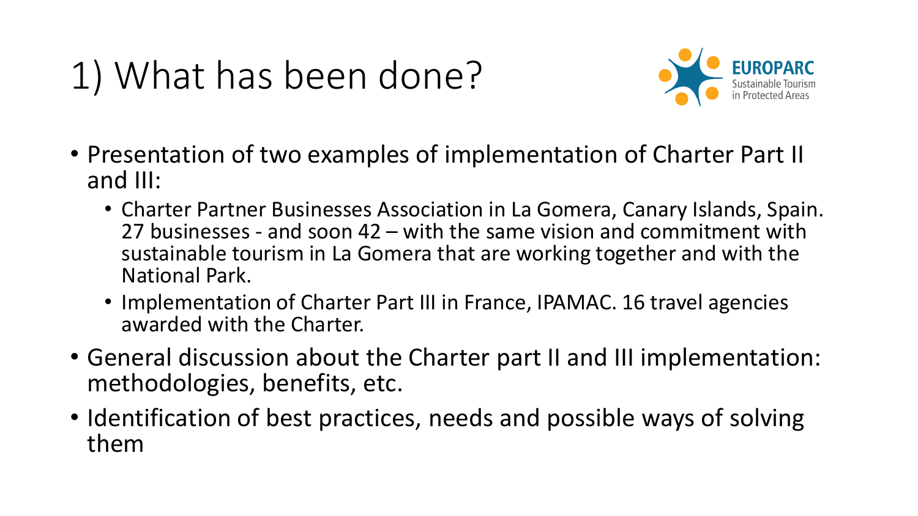# 1) What has been done?

EUROPARC Sustainable Tourism in Protected Areas

- Presentation of two examples of implementation of Charter Part II and III:
  - Charter Partner Businesses Association in La Gomera, Canary Islands, Spain. 27 businesses - and soon 42 – with the same vision and commitment with sustainable tourism in La Gomera that are working together and with the National Park.
  - Implementation of Charter Part III in France, IPAMAC. 16 travel agencies awarded with the Charter.
- General discussion about the Charter part II and III implementation: methodologies, benefits, etc.
- Identification of best practices, needs and possible ways of solving them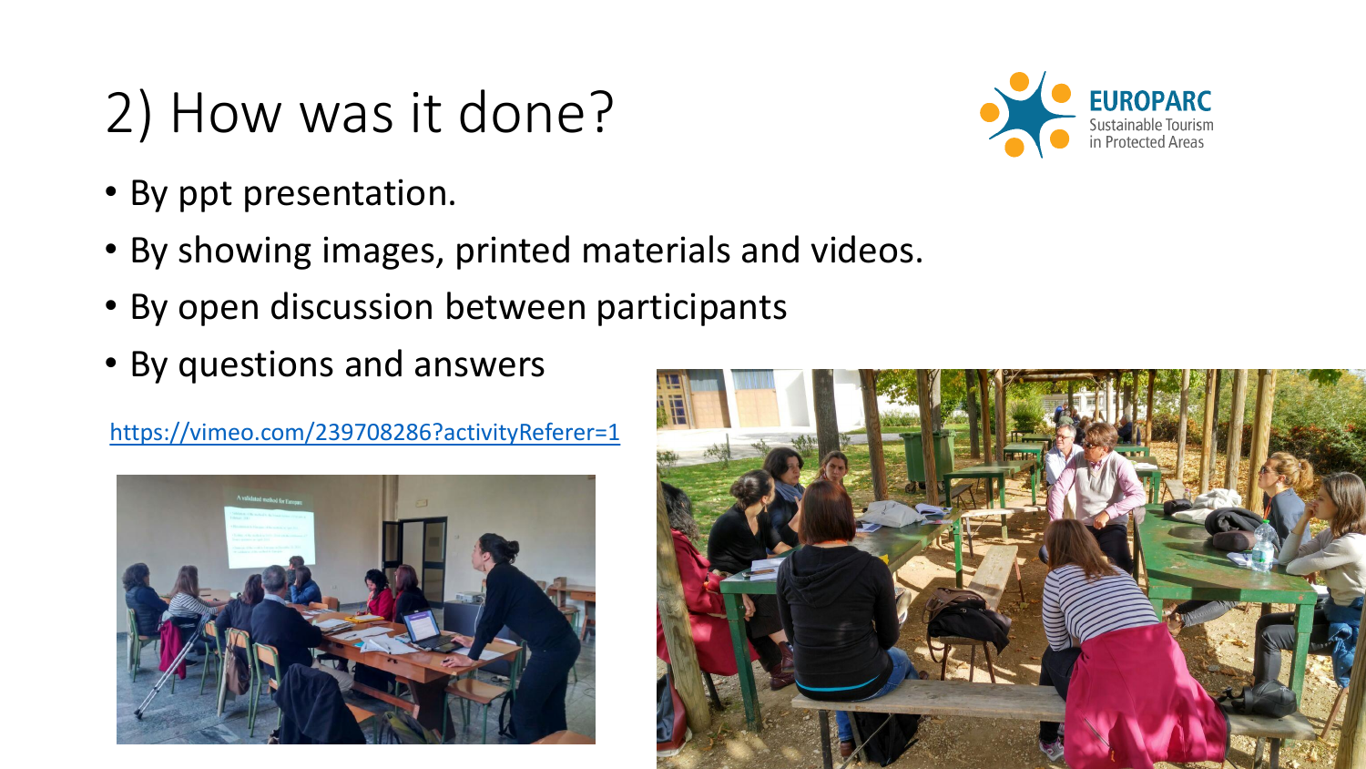# 2) How was it done?

EUROPARC
Sustainable Tourism
in Protected Areas

- By ppt presentation.
- By showing images, printed materials and videos.
- By open discussion between participants
- By questions and answers

https://vimeo.com/239708286?activityReferer=1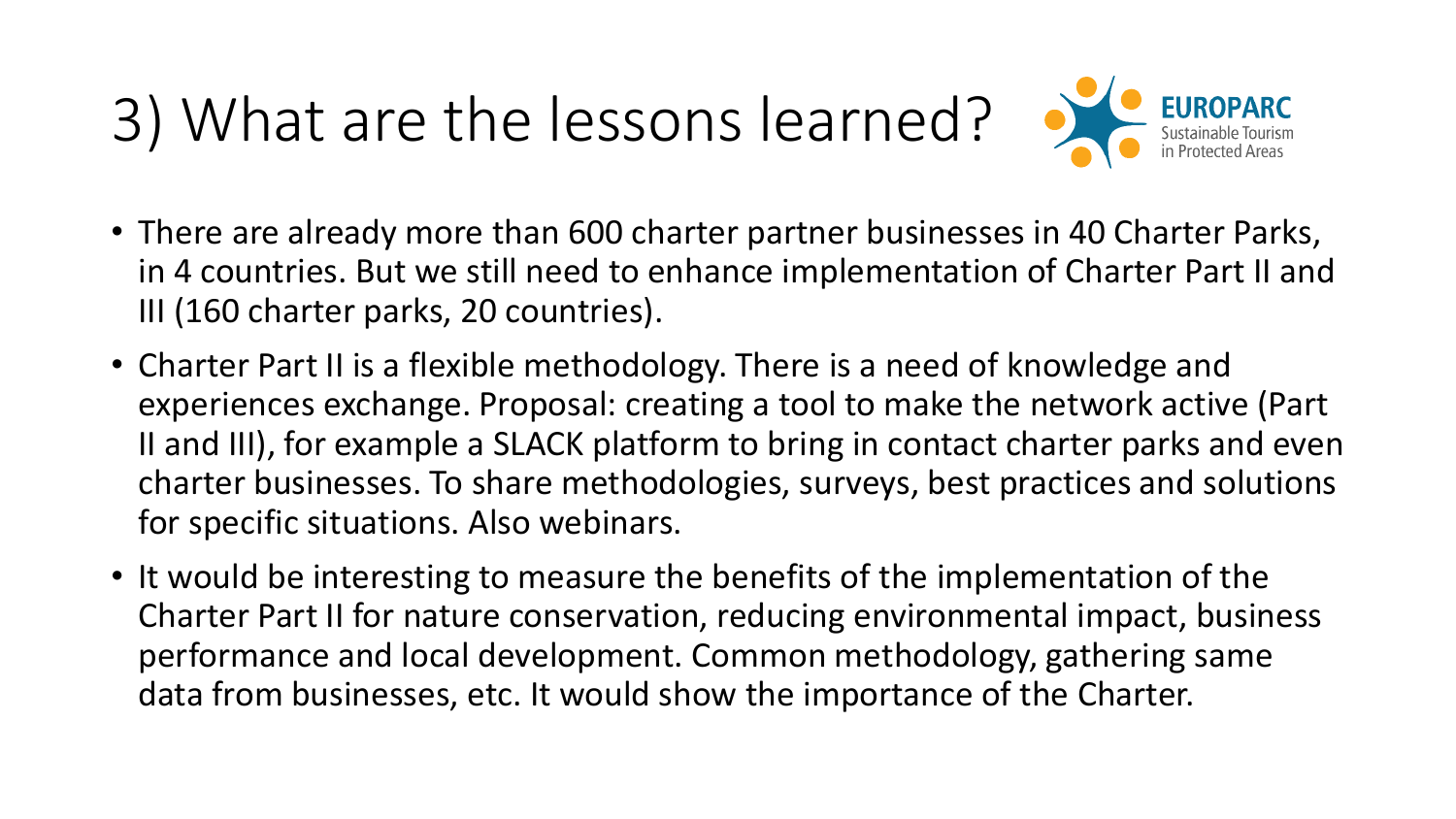# 3) What are the lessons learned?

EUROPARC
Sustainable Tourism
in Protected Areas

- There are already more than 600 charter partner businesses in 40 Charter Parks, in 4 countries. But we still need to enhance implementation of Charter Part II and III (160 charter parks, 20 countries).
- Charter Part II is a flexible methodology. There is a need of knowledge and experiences exchange. Proposal: creating a tool to make the network active (Part II and III), for example a SLACK platform to bring in contact charter parks and even charter businesses. To share methodologies, surveys, best practices and solutions for specific situations. Also webinars.
- It would be interesting to measure the benefits of the implementation of the Charter Part II for nature conservation, reducing environmental impact, business performance and local development. Common methodology, gathering same data from businesses, etc. It would show the importance of the Charter.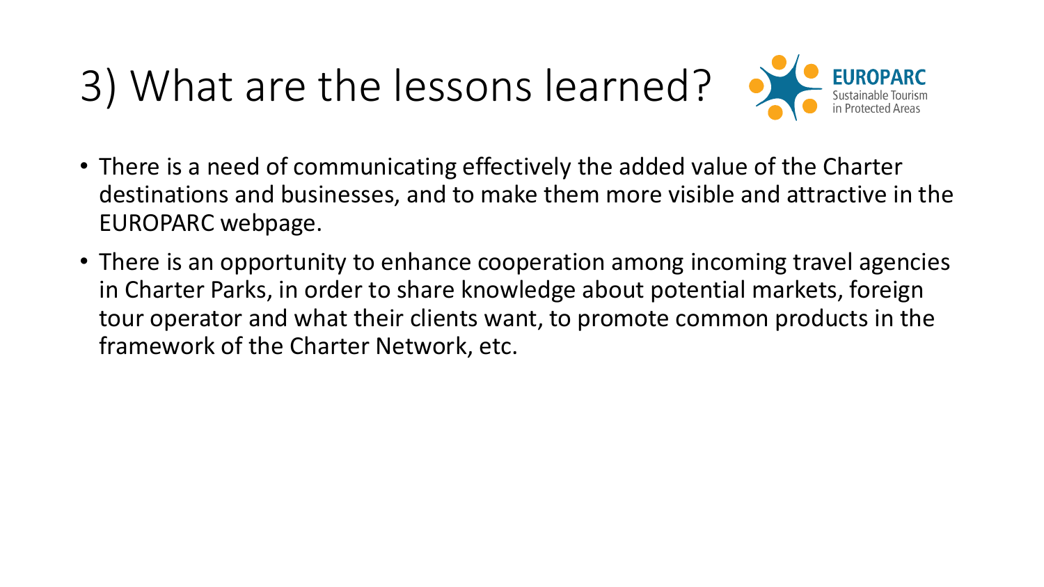# 3) What are the lessons learned?

EUROPARC
Sustainable Tourism
in Protected Areas

- There is a need of communicating effectively the added value of the Charter destinations and businesses, and to make them more visible and attractive in the EUROPARC webpage.
- There is an opportunity to enhance cooperation among incoming travel agencies in Charter Parks, in order to share knowledge about potential markets, foreign tour operator and what their clients want, to promote common products in the framework of the Charter Network, etc.